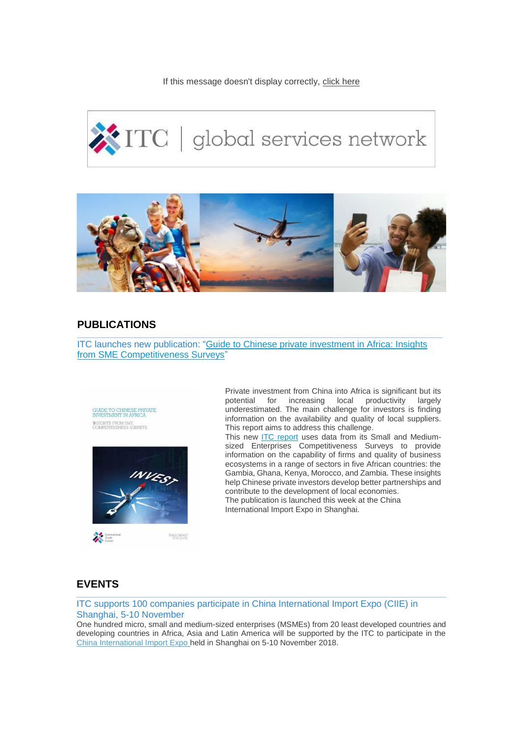If this message doesn't display correctly, click here

ITC | global services network

## PUBLICATIONS

ITC launches new publication: "Guide to Chinese private investment in Africa: Insights from SME Competitiveness Surveys"

Private investment from China into Africa is significant but its potential for increasing local productivity largely underestimated. The main challenge for investors is finding information on the availability and quality of local suppliers. This report aims to address this challenge.

This new ITC report uses data from its Small and Medium-sized Enterprises Competitiveness Surveys to provide information on the capability of firms and quality of business ecosystems in a range of sectors in five African countries: the Gambia, Ghana, Kenya, Morocco, and Zambia. These insights help Chinese private investors develop better partnerships and contribute to the development of local economies.

The publication is launched this week at the China International Import Expo in Shanghai.

## EVENTS

ITC supports 100 companies participate in China International Import Expo (CIIE) in Shanghai, 5-10 November

One hundred micro, small and medium-sized enterprises (MSMEs) from 20 least developed countries and developing countries in Africa, Asia and Latin America will be supported by the ITC to participate in the China International Import Expo held in Shanghai on 5-10 November 2018.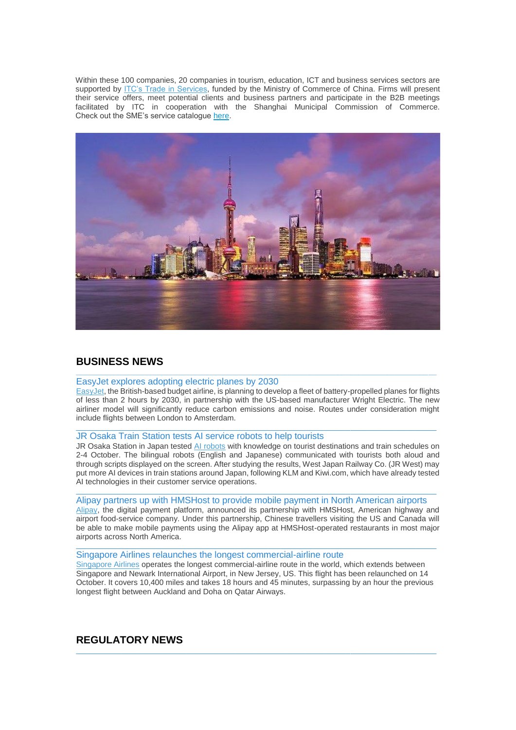Within these 100 companies, 20 companies in tourism, education, ICT and business services sectors are supported by ITC's Trade in Services, funded by the Ministry of Commerce of China. Firms will present their service offers, meet potential clients and business partners and participate in the B2B meetings facilitated by ITC in cooperation with the Shanghai Municipal Commission of Commerce. Check out the SME's service catalogue here.

## BUSINESS NEWS

### EasyJet explores adopting electric planes by 2030

EasyJet, the British-based budget airline, is planning to develop a fleet of battery-propelled planes for flights of less than 2 hours by 2030, in partnership with the US-based manufacturer Wright Electric. The new airliner model will significantly reduce carbon emissions and noise. Routes under consideration might include flights between London to Amsterdam.

### JR Osaka Train Station tests AI service robots to help tourists

JR Osaka Station in Japan tested AI robots with knowledge on tourist destinations and train schedules on 2-4 October. The bilingual robots (English and Japanese) communicated with tourists both aloud and through scripts displayed on the screen. After studying the results, West Japan Railway Co. (JR West) may put more AI devices in train stations around Japan, following KLM and Kiwi.com, which have already tested AI technologies in their customer service operations.

### Alipay partners up with HMSHost to provide mobile payment in North American airports

Alipay, the digital payment platform, announced its partnership with HMSHost, American highway and airport food-service company. Under this partnership, Chinese travellers visiting the US and Canada will be able to make mobile payments using the Alipay app at HMSHost-operated restaurants in most major airports across North America.

### Singapore Airlines relaunches the longest commercial-airline route

Singapore Airlines operates the longest commercial-airline route in the world, which extends between Singapore and Newark International Airport, in New Jersey, US. This flight has been relaunched on 14 October. It covers 10,400 miles and takes 18 hours and 45 minutes, surpassing by an hour the previous longest flight between Auckland and Doha on Qatar Airways.

## REGULATORY NEWS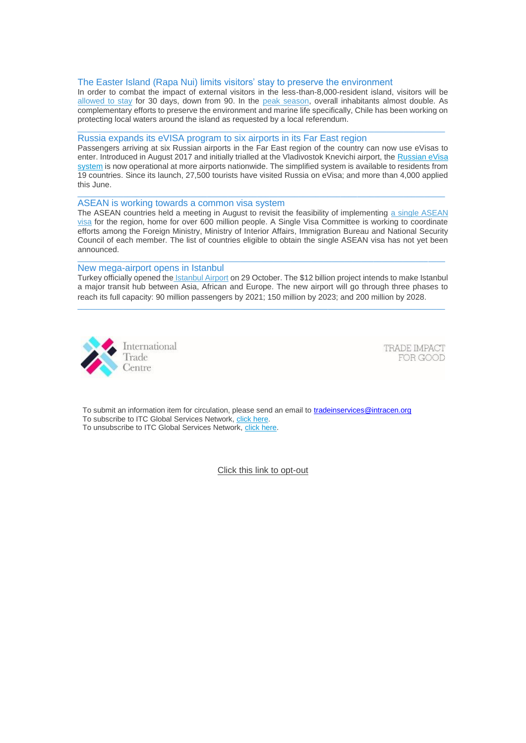### The Easter Island (Rapa Nui) limits visitors' stay to preserve the environment

In order to combat the impact of external visitors in the less-than-8,000-resident island, visitors will be allowed to stay for 30 days, down from 90. In the peak season, overall inhabitants almost double. As complementary efforts to preserve the environment and marine life specifically, Chile has been working on protecting local waters around the island as requested by a local referendum.

---

### Russia expands its eVISA program to six airports in its Far East region

Passengers arriving at six Russian airports in the Far East region of the country can now use eVisas to enter. Introduced in August 2017 and initially trialled at the Vladivostok Knevichi airport, the Russian eVisa system is now operational at more airports nationwide. The simplified system is available to residents from 19 countries. Since its launch, 27,500 tourists have visited Russia on eVisa; and more than 4,000 applied this June.

---

### ASEAN is working towards a common visa system

The ASEAN countries held a meeting in August to revisit the feasibility of implementing a single ASEAN visa for the region, home for over 600 million people. A Single Visa Committee is working to coordinate efforts among the Foreign Ministry, Ministry of Interior Affairs, Immigration Bureau and National Security Council of each member. The list of countries eligible to obtain the single ASEAN visa has not yet been announced.

---

### New mega-airport opens in Istanbul

Turkey officially opened the Istanbul Airport on 29 October. The $12 billion project intends to make Istanbul a major transit hub between Asia, African and Europe. The new airport will go through three phases to reach its full capacity: 90 million passengers by 2021; 150 million by 2023; and 200 million by 2028.

---

International Trade Centre

TRADE IMPACT FOR GOOD

To submit an information item for circulation, please send an email to tradeinservices@intracen.org
To subscribe to ITC Global Services Network, click here.
To unsubscribe to ITC Global Services Network, click here.

Click this link to opt-out